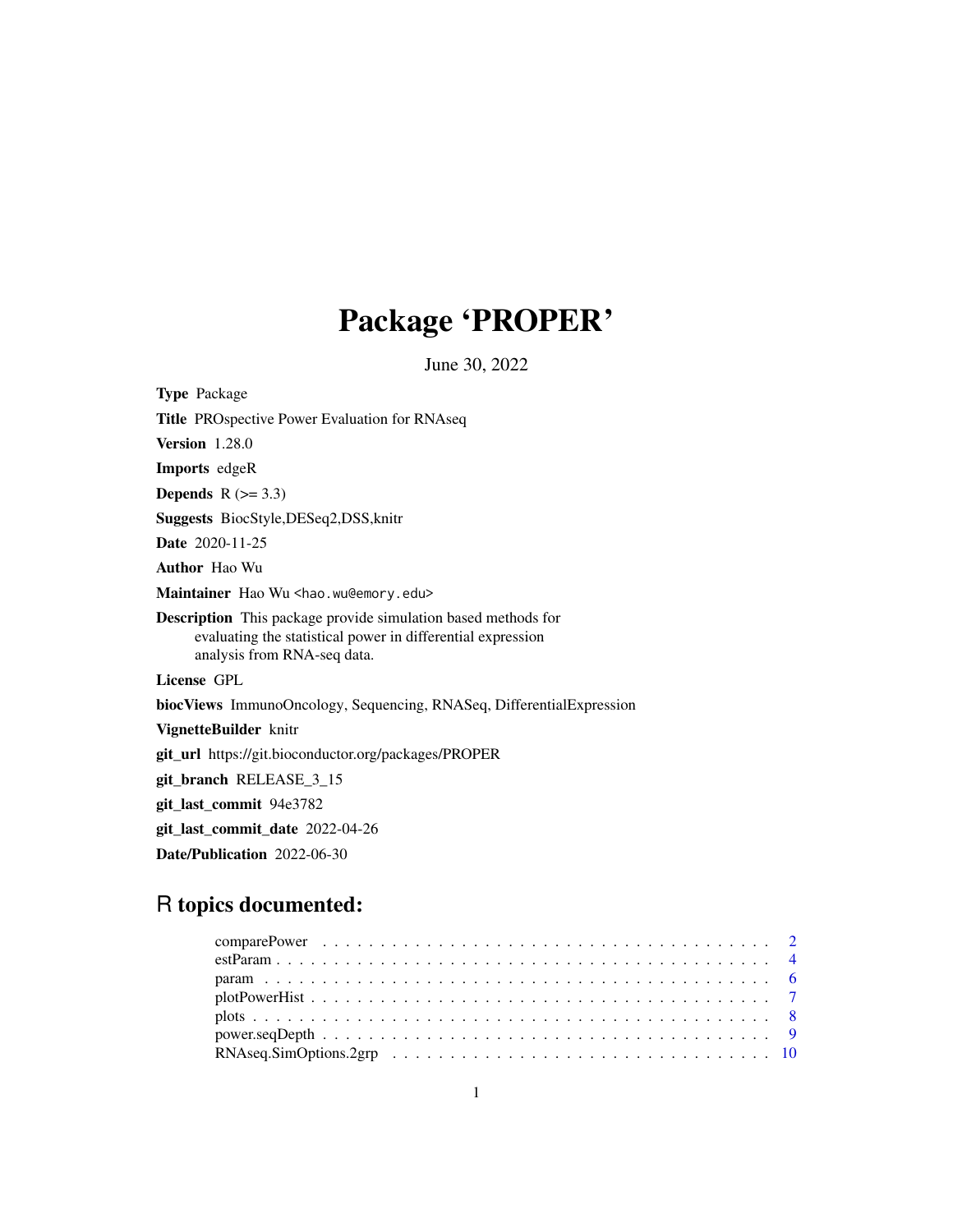# Package 'PROPER'

June 30, 2022

**Type** Package

**Title** PROspective Power Evaluation for RNAseq

**Version** 1.28.0

**Imports** edgeR

**Depends** R (>= 3.3)

**Suggests** BiocStyle,DESeq2,DSS,knitr

**Date** 2020-11-25

**Author** Hao Wu

**Maintainer** Hao Wu <hao.wu@emory.edu>

**Description** This package provide simulation based methods for evaluating the statistical power in differential expression analysis from RNA-seq data.

**License** GPL

**biocViews** ImmunoOncology, Sequencing, RNASeq, DifferentialExpression

**VignetteBuilder** knitr

**git_url** https://git.bioconductor.org/packages/PROPER

**git_branch** RELEASE_3_15

**git_last_commit** 94e3782

**git_last_commit_date** 2022-04-26

**Date/Publication** 2022-06-30

## R topics documented:

- comparePower . . . 2
- estParam . . . 4
- param . . . 6
- plotPowerHist . . . 7
- plots . . . 8
- power.seqDepth . . . 9
- RNAseq.SimOptions.2grp . . . 10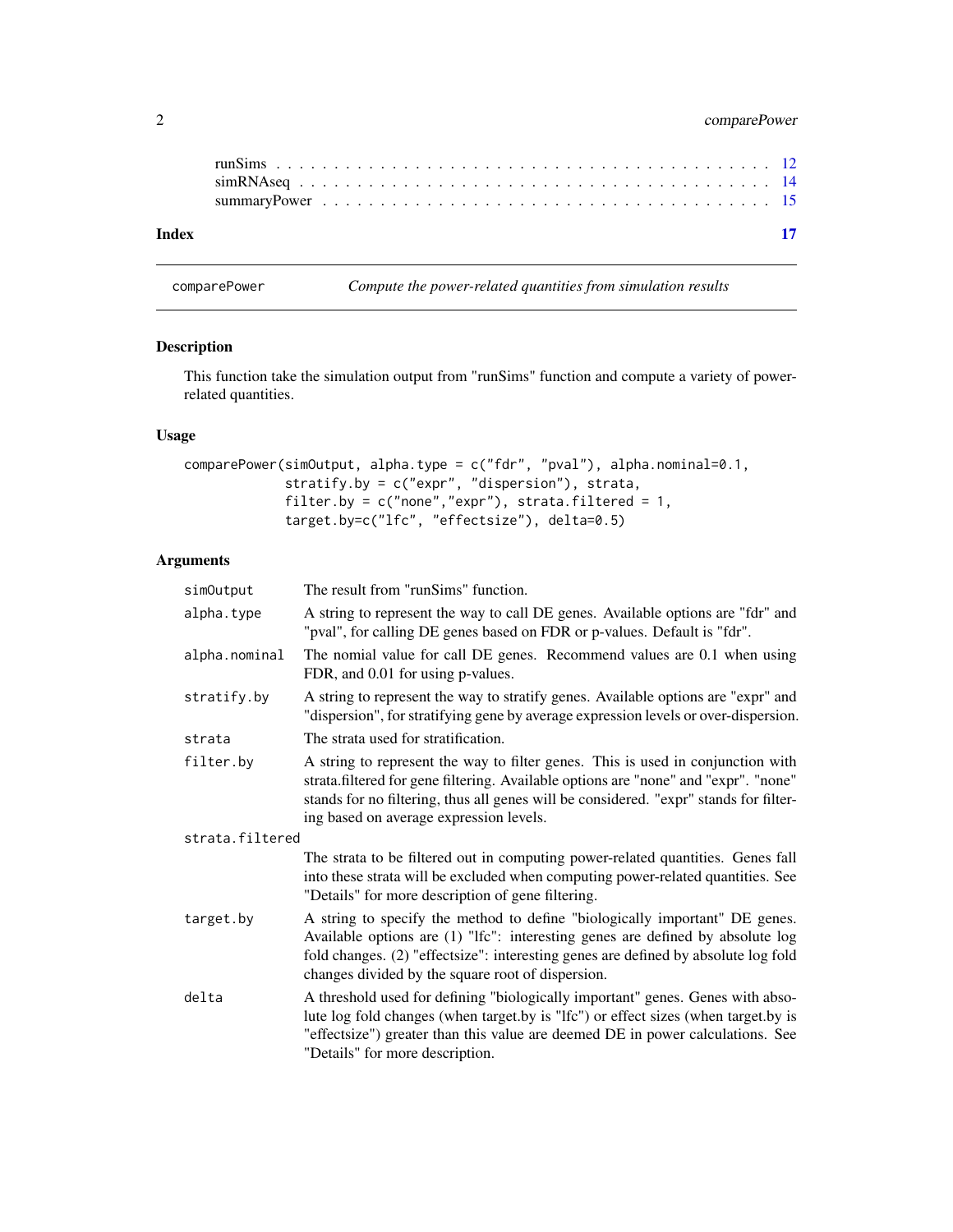runSims . . . . . . . . . . . . . . . . . . . . . . . . . . . . . . . . . . . . . . . . 12
simRNAseq . . . . . . . . . . . . . . . . . . . . . . . . . . . . . . . . . . . . . . . 14
summaryPower . . . . . . . . . . . . . . . . . . . . . . . . . . . . . . . . . . . . . 15

**Index** **17**

---

comparePower    *Compute the power-related quantities from simulation results*

---

### Description

This function take the simulation output from "runSims" function and compute a variety of power-related quantities.

### Usage

```
comparePower(simOutput, alpha.type = c("fdr", "pval"), alpha.nominal=0.1,
            stratify.by = c("expr", "dispersion"), strata,
            filter.by = c("none","expr"), strata.filtered = 1,
            target.by=c("lfc", "effectsize"), delta=0.5)
```

### Arguments

| | |
|---|---|
| `simOutput` | The result from "runSims" function. |
| `alpha.type` | A string to represent the way to call DE genes. Available options are "fdr" and "pval", for calling DE genes based on FDR or p-values. Default is "fdr". |
| `alpha.nominal` | The nomial value for call DE genes. Recommend values are 0.1 when using FDR, and 0.01 for using p-values. |
| `stratify.by` | A string to represent the way to stratify genes. Available options are "expr" and "dispersion", for stratifying gene by average expression levels or over-dispersion. |
| `strata` | The strata used for stratification. |
| `filter.by` | A string to represent the way to filter genes. This is used in conjunction with strata.filtered for gene filtering. Available options are "none" and "expr". "none" stands for no filtering, thus all genes will be considered. "expr" stands for filtering based on average expression levels. |
| `strata.filtered` | The strata to be filtered out in computing power-related quantities. Genes fall into these strata will be excluded when computing power-related quantities. See "Details" for more description of gene filtering. |
| `target.by` | A string to specify the method to define "biologically important" DE genes. Available options are (1) "lfc": interesting genes are defined by absolute log fold changes. (2) "effectsize": interesting genes are defined by absolute log fold changes divided by the square root of dispersion. |
| `delta` | A threshold used for defining "biologically important" genes. Genes with absolute log fold changes (when target.by is "lfc") or effect sizes (when target.by is "effectsize") greater than this value are deemed DE in power calculations. See "Details" for more description. |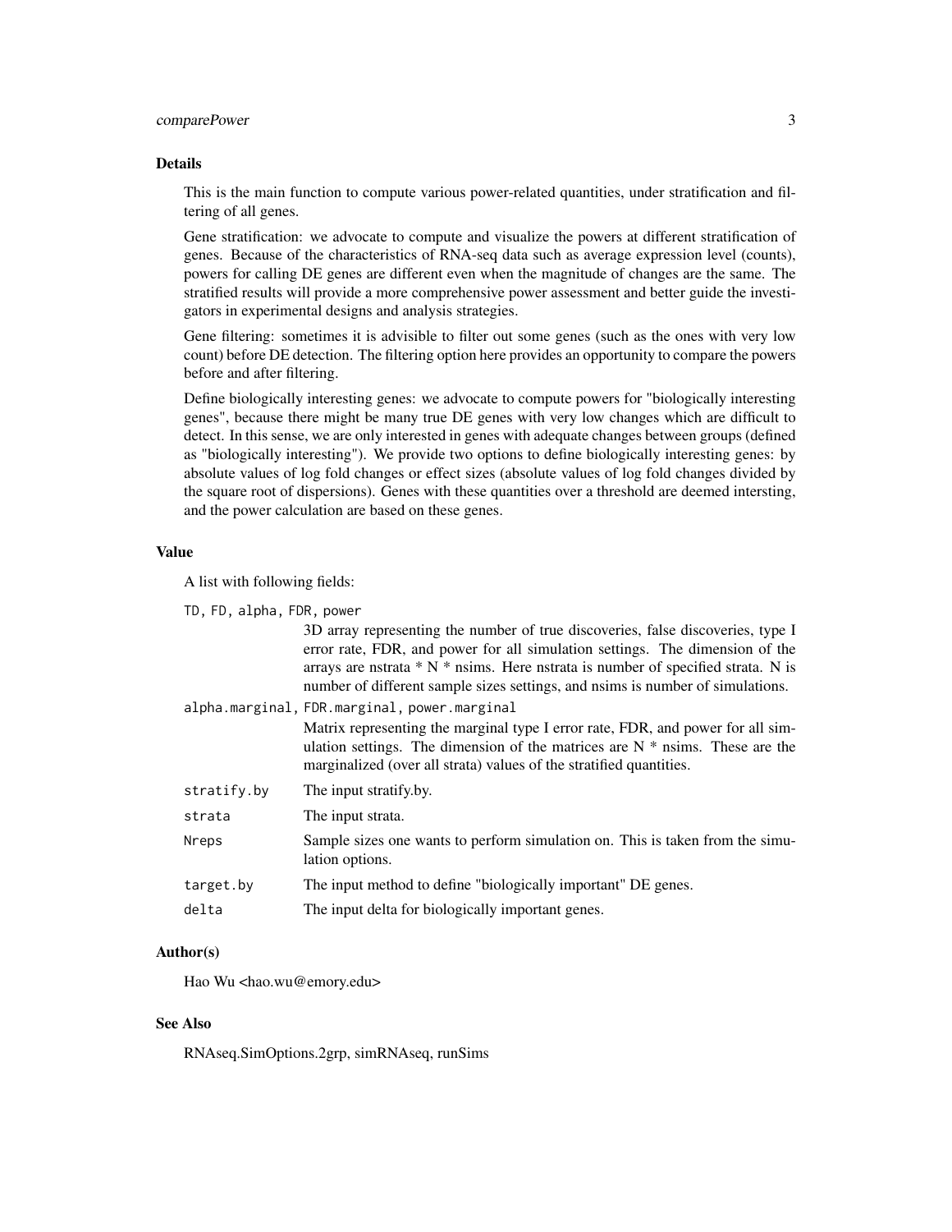## Details

This is the main function to compute various power-related quantities, under stratification and filtering of all genes.

Gene stratification: we advocate to compute and visualize the powers at different stratification of genes. Because of the characteristics of RNA-seq data such as average expression level (counts), powers for calling DE genes are different even when the magnitude of changes are the same. The stratified results will provide a more comprehensive power assessment and better guide the investigators in experimental designs and analysis strategies.

Gene filtering: sometimes it is advisible to filter out some genes (such as the ones with very low count) before DE detection. The filtering option here provides an opportunity to compare the powers before and after filtering.

Define biologically interesting genes: we advocate to compute powers for "biologically interesting genes", because there might be many true DE genes with very low changes which are difficult to detect. In this sense, we are only interested in genes with adequate changes between groups (defined as "biologically interesting"). We provide two options to define biologically interesting genes: by absolute values of log fold changes or effect sizes (absolute values of log fold changes divided by the square root of dispersions). Genes with these quantities over a threshold are deemed intersting, and the power calculation are based on these genes.

## Value

A list with following fields:

`TD, FD, alpha, FDR, power`
: 3D array representing the number of true discoveries, false discoveries, type I error rate, FDR, and power for all simulation settings. The dimension of the arrays are nstrata * N * nsims. Here nstrata is number of specified strata. N is number of different sample sizes settings, and nsims is number of simulations.

`alpha.marginal, FDR.marginal, power.marginal`
: Matrix representing the marginal type I error rate, FDR, and power for all simulation settings. The dimension of the matrices are N * nsims. These are the marginalized (over all strata) values of the stratified quantities.

`stratify.by`
: The input stratify.by.

`strata`
: The input strata.

`Nreps`
: Sample sizes one wants to perform simulation on. This is taken from the simulation options.

`target.by`
: The input method to define "biologically important" DE genes.

`delta`
: The input delta for biologically important genes.

## Author(s)

Hao Wu <hao.wu@emory.edu>

## See Also

RNAseq.SimOptions.2grp, simRNAseq, runSims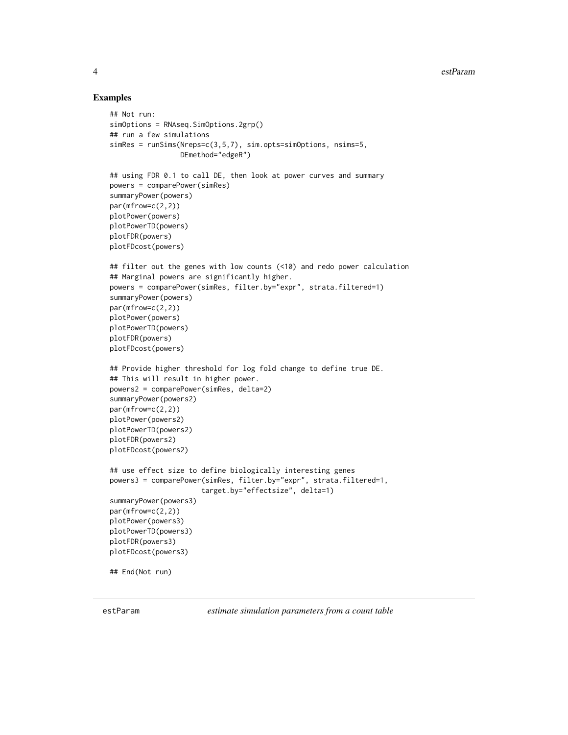### Examples

```
## Not run:
simOptions = RNAseq.SimOptions.2grp()
## run a few simulations
simRes = runSims(Nreps=c(3,5,7), sim.opts=simOptions, nsims=5,
                 DEmethod="edgeR")

## using FDR 0.1 to call DE, then look at power curves and summary
powers = comparePower(simRes)
summaryPower(powers)
par(mfrow=c(2,2))
plotPower(powers)
plotPowerTD(powers)
plotFDR(powers)
plotFDcost(powers)

## filter out the genes with low counts (<10) and redo power calculation
## Marginal powers are significantly higher.
powers = comparePower(simRes, filter.by="expr", strata.filtered=1)
summaryPower(powers)
par(mfrow=c(2,2))
plotPower(powers)
plotPowerTD(powers)
plotFDR(powers)
plotFDcost(powers)

## Provide higher threshold for log fold change to define true DE.
## This will result in higher power.
powers2 = comparePower(simRes, delta=2)
summaryPower(powers2)
par(mfrow=c(2,2))
plotPower(powers2)
plotPowerTD(powers2)
plotFDR(powers2)
plotFDcost(powers2)

## use effect size to define biologically interesting genes
powers3 = comparePower(simRes, filter.by="expr", strata.filtered=1,
                      target.by="effectsize", delta=1)
summaryPower(powers3)
par(mfrow=c(2,2))
plotPower(powers3)
plotPowerTD(powers3)
plotFDR(powers3)
plotFDcost(powers3)

## End(Not run)
```

---

## estParam — *estimate simulation parameters from a count table*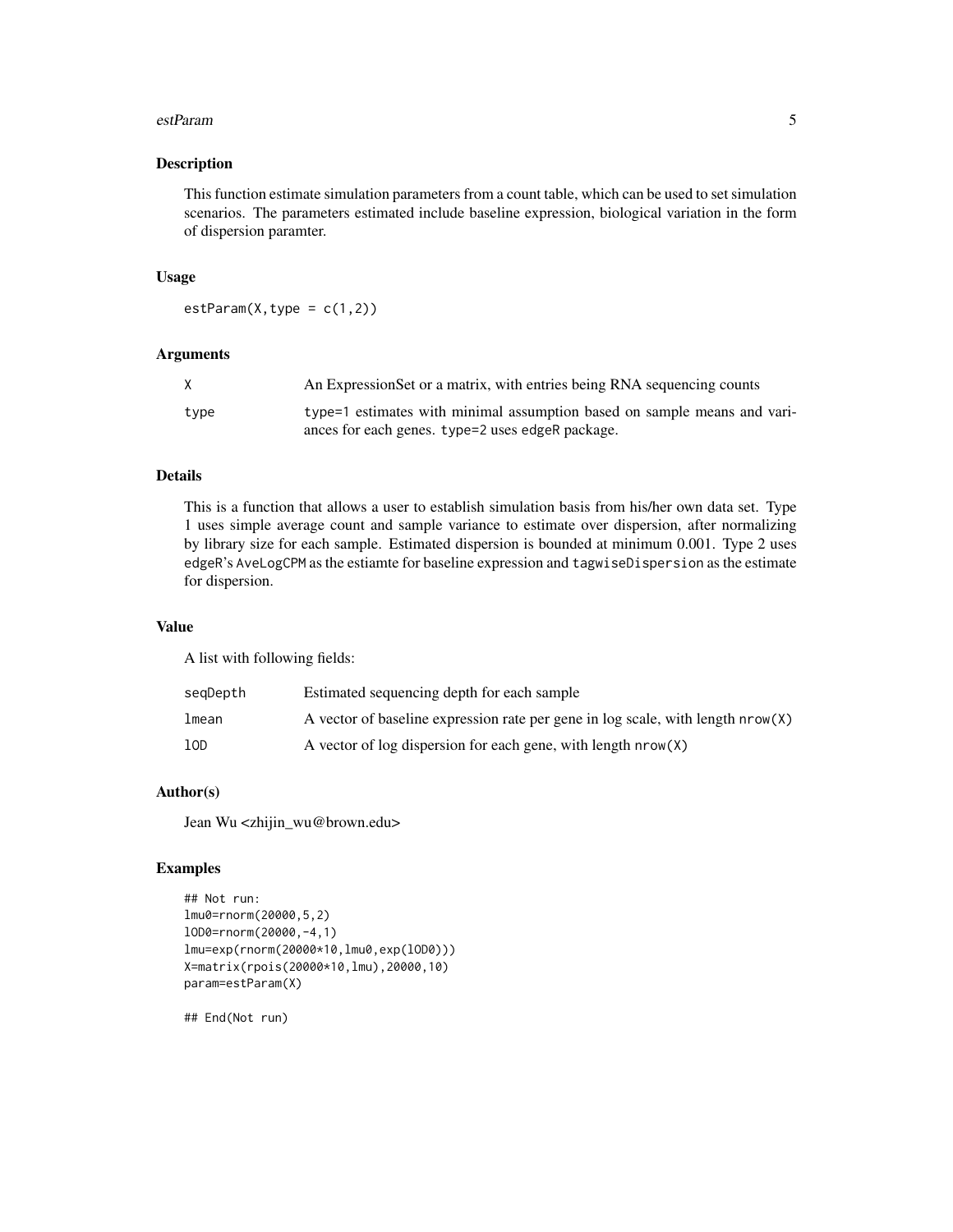## Description

This function estimate simulation parameters from a count table, which can be used to set simulation scenarios. The parameters estimated include baseline expression, biological variation in the form of dispersion paramter.

## Usage

```
estParam(X,type = c(1,2))
```

## Arguments

| | |
|---|---|
| `X` | An ExpressionSet or a matrix, with entries being RNA sequencing counts |
| `type` | `type=1` estimates with minimal assumption based on sample means and variances for each genes. `type=2` uses `edgeR` package. |

## Details

This is a function that allows a user to establish simulation basis from his/her own data set. Type 1 uses simple average count and sample variance to estimate over dispersion, after normalizing by library size for each sample. Estimated dispersion is bounded at minimum 0.001. Type 2 uses edgeR's `AveLogCPM` as the estiamte for baseline expression and `tagwiseDispersion` as the estimate for dispersion.

## Value

A list with following fields:

| | |
|---|---|
| `seqDepth` | Estimated sequencing depth for each sample |
| `lmean` | A vector of baseline expression rate per gene in log scale, with length `nrow(X)` |
| `lOD` | A vector of log dispersion for each gene, with length `nrow(X)` |

## Author(s)

Jean Wu <zhijin_wu@brown.edu>

## Examples

```
## Not run:
lmu0=rnorm(20000,5,2)
lOD0=rnorm(20000,-4,1)
lmu=exp(rnorm(20000*10,lmu0,exp(lOD0)))
X=matrix(rpois(20000*10,lmu),20000,10)
param=estParam(X)

## End(Not run)
```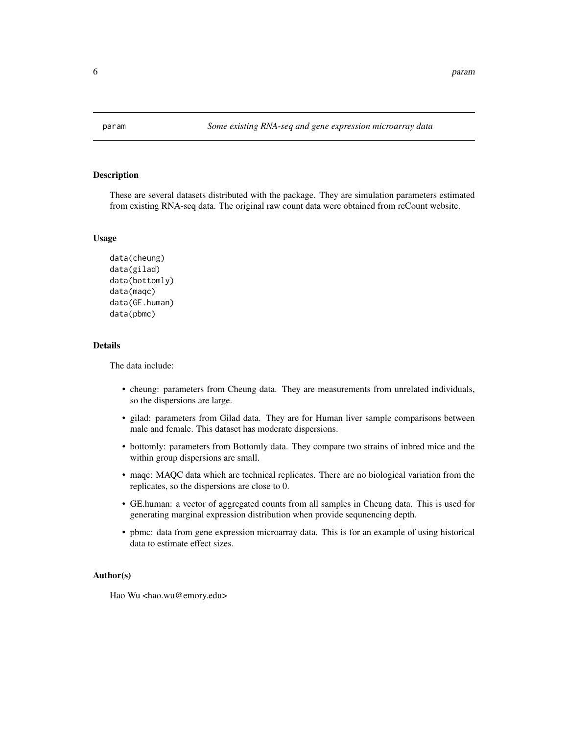## param *Some existing RNA-seq and gene expression microarray data*

### Description

These are several datasets distributed with the package. They are simulation parameters estimated from existing RNA-seq data. The original raw count data were obtained from reCount website.

### Usage

```
data(cheung)
data(gilad)
data(bottomly)
data(maqc)
data(GE.human)
data(pbmc)
```

### Details

The data include:

- cheung: parameters from Cheung data. They are measurements from unrelated individuals, so the dispersions are large.
- gilad: parameters from Gilad data. They are for Human liver sample comparisons between male and female. This dataset has moderate dispersions.
- bottomly: parameters from Bottomly data. They compare two strains of inbred mice and the within group dispersions are small.
- maqc: MAQC data which are technical replicates. There are no biological variation from the replicates, so the dispersions are close to 0.
- GE.human: a vector of aggregated counts from all samples in Cheung data. This is used for generating marginal expression distribution when provide sequncencing depth.
- pbmc: data from gene expression microarray data. This is for an example of using historical data to estimate effect sizes.

### Author(s)

Hao Wu <hao.wu@emory.edu>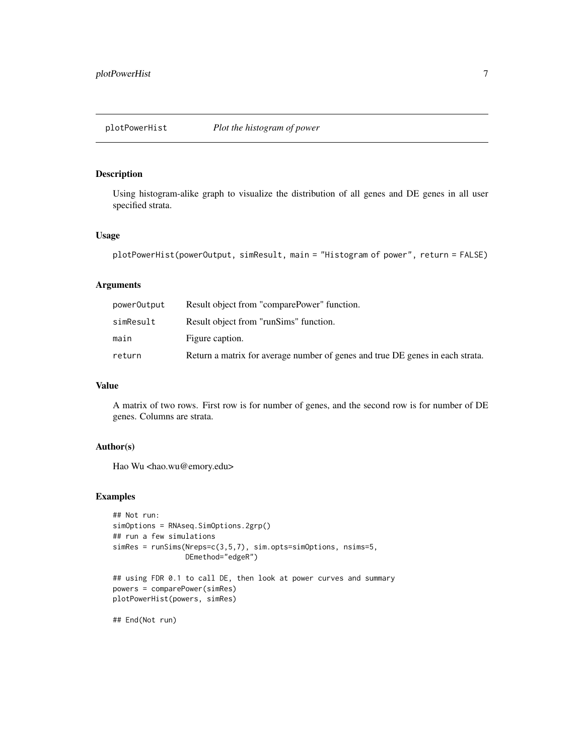# plotPowerHist *Plot the histogram of power*

## Description

Using histogram-alike graph to visualize the distribution of all genes and DE genes in all user specified strata.

## Usage

```
plotPowerHist(powerOutput, simResult, main = "Histogram of power", return = FALSE)
```

## Arguments

| | |
|---|---|
| powerOutput | Result object from "comparePower" function. |
| simResult | Result object from "runSims" function. |
| main | Figure caption. |
| return | Return a matrix for average number of genes and true DE genes in each strata. |

## Value

A matrix of two rows. First row is for number of genes, and the second row is for number of DE genes. Columns are strata.

## Author(s)

Hao Wu <hao.wu@emory.edu>

## Examples

```
## Not run:
simOptions = RNAseq.SimOptions.2grp()
## run a few simulations
simRes = runSims(Nreps=c(3,5,7), sim.opts=simOptions, nsims=5,
                 DEmethod="edgeR")

## using FDR 0.1 to call DE, then look at power curves and summary
powers = comparePower(simRes)
plotPowerHist(powers, simRes)

## End(Not run)
```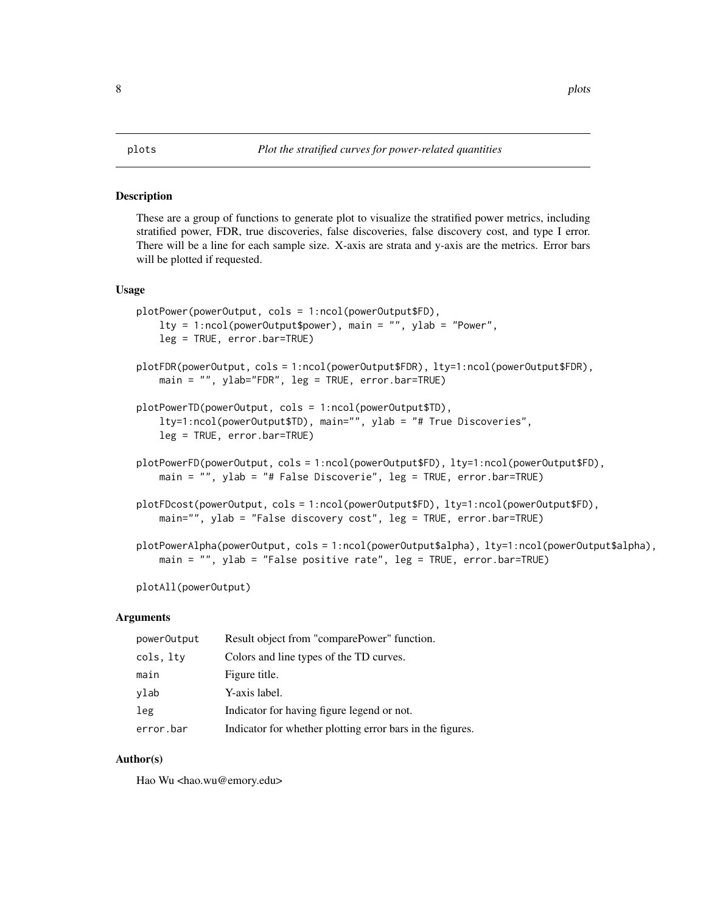plots *Plot the stratified curves for power-related quantities*

## Description

These are a group of functions to generate plot to visualize the stratified power metrics, including stratified power, FDR, true discoveries, false discoveries, false discovery cost, and type I error. There will be a line for each sample size. X-axis are strata and y-axis are the metrics. Error bars will be plotted if requested.

## Usage

```
plotPower(powerOutput, cols = 1:ncol(powerOutput$FD),
    lty = 1:ncol(powerOutput$power), main = "", ylab = "Power",
    leg = TRUE, error.bar=TRUE)

plotFDR(powerOutput, cols = 1:ncol(powerOutput$FDR), lty=1:ncol(powerOutput$FDR),
    main = "", ylab="FDR", leg = TRUE, error.bar=TRUE)

plotPowerTD(powerOutput, cols = 1:ncol(powerOutput$TD),
    lty=1:ncol(powerOutput$TD), main="", ylab = "# True Discoveries",
    leg = TRUE, error.bar=TRUE)

plotPowerFD(powerOutput, cols = 1:ncol(powerOutput$FD), lty=1:ncol(powerOutput$FD),
    main = "", ylab = "# False Discoverie", leg = TRUE, error.bar=TRUE)

plotFDcost(powerOutput, cols = 1:ncol(powerOutput$FD), lty=1:ncol(powerOutput$FD),
    main="", ylab = "False discovery cost", leg = TRUE, error.bar=TRUE)

plotPowerAlpha(powerOutput, cols = 1:ncol(powerOutput$alpha), lty=1:ncol(powerOutput$alpha),
    main = "", ylab = "False positive rate", leg = TRUE, error.bar=TRUE)

plotAll(powerOutput)
```

## Arguments

| | |
|---|---|
| powerOutput | Result object from "comparePower" function. |
| cols, lty | Colors and line types of the TD curves. |
| main | Figure title. |
| ylab | Y-axis label. |
| leg | Indicator for having figure legend or not. |
| error.bar | Indicator for whether plotting error bars in the figures. |

## Author(s)

Hao Wu <hao.wu@emory.edu>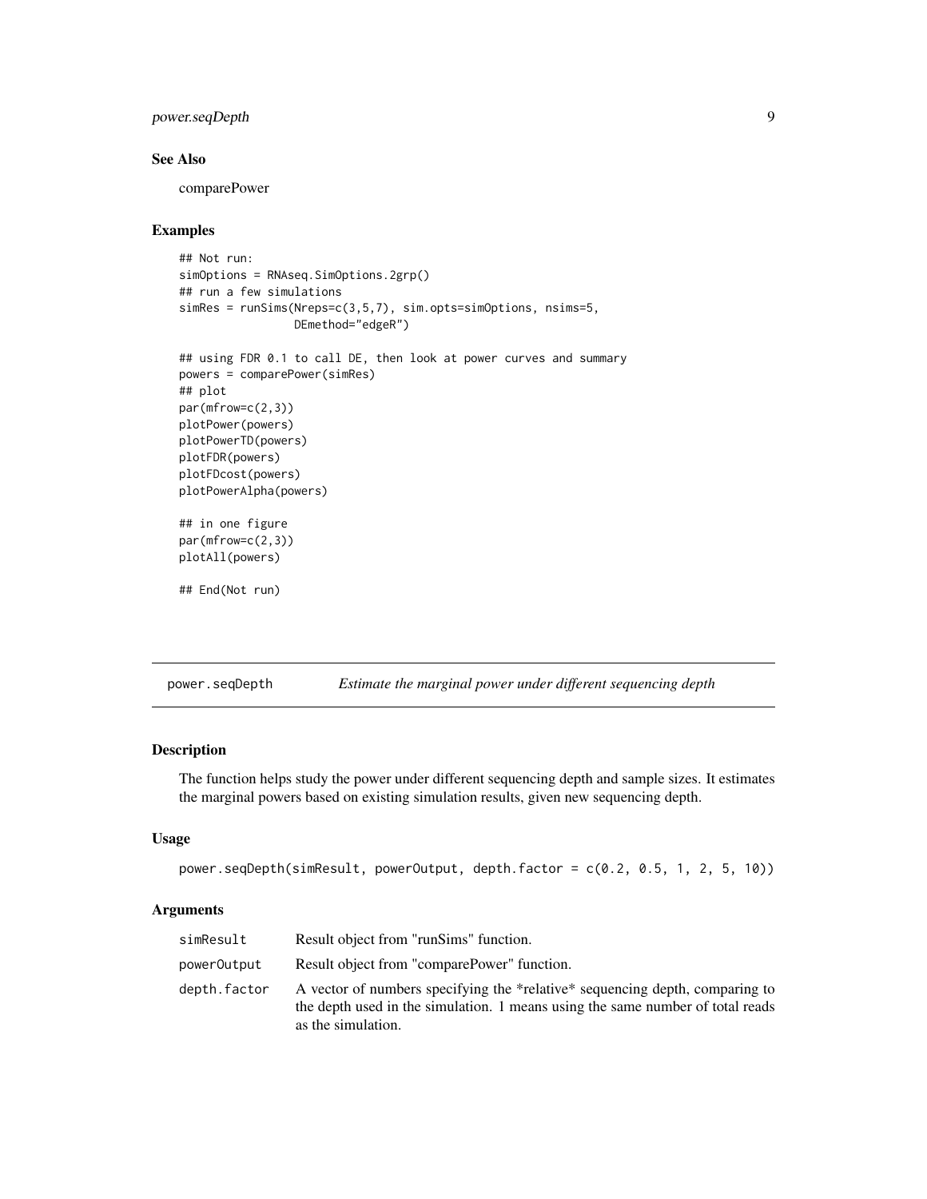### See Also

comparePower

### Examples

```
## Not run:
simOptions = RNAseq.SimOptions.2grp()
## run a few simulations
simRes = runSims(Nreps=c(3,5,7), sim.opts=simOptions, nsims=5,
                 DEmethod="edgeR")

## using FDR 0.1 to call DE, then look at power curves and summary
powers = comparePower(simRes)
## plot
par(mfrow=c(2,3))
plotPower(powers)
plotPowerTD(powers)
plotFDR(powers)
plotFDcost(powers)
plotPowerAlpha(powers)

## in one figure
par(mfrow=c(2,3))
plotAll(powers)

## End(Not run)
```

---

## power.seqDepth *Estimate the marginal power under different sequencing depth*

---

### Description

The function helps study the power under different sequencing depth and sample sizes. It estimates the marginal powers based on existing simulation results, given new sequencing depth.

### Usage

```
power.seqDepth(simResult, powerOutput, depth.factor = c(0.2, 0.5, 1, 2, 5, 10))
```

### Arguments

| | |
|---|---|
| simResult | Result object from "runSims" function. |
| powerOutput | Result object from "comparePower" function. |
| depth.factor | A vector of numbers specifying the *relative* sequencing depth, comparing to the depth used in the simulation. 1 means using the same number of total reads as the simulation. |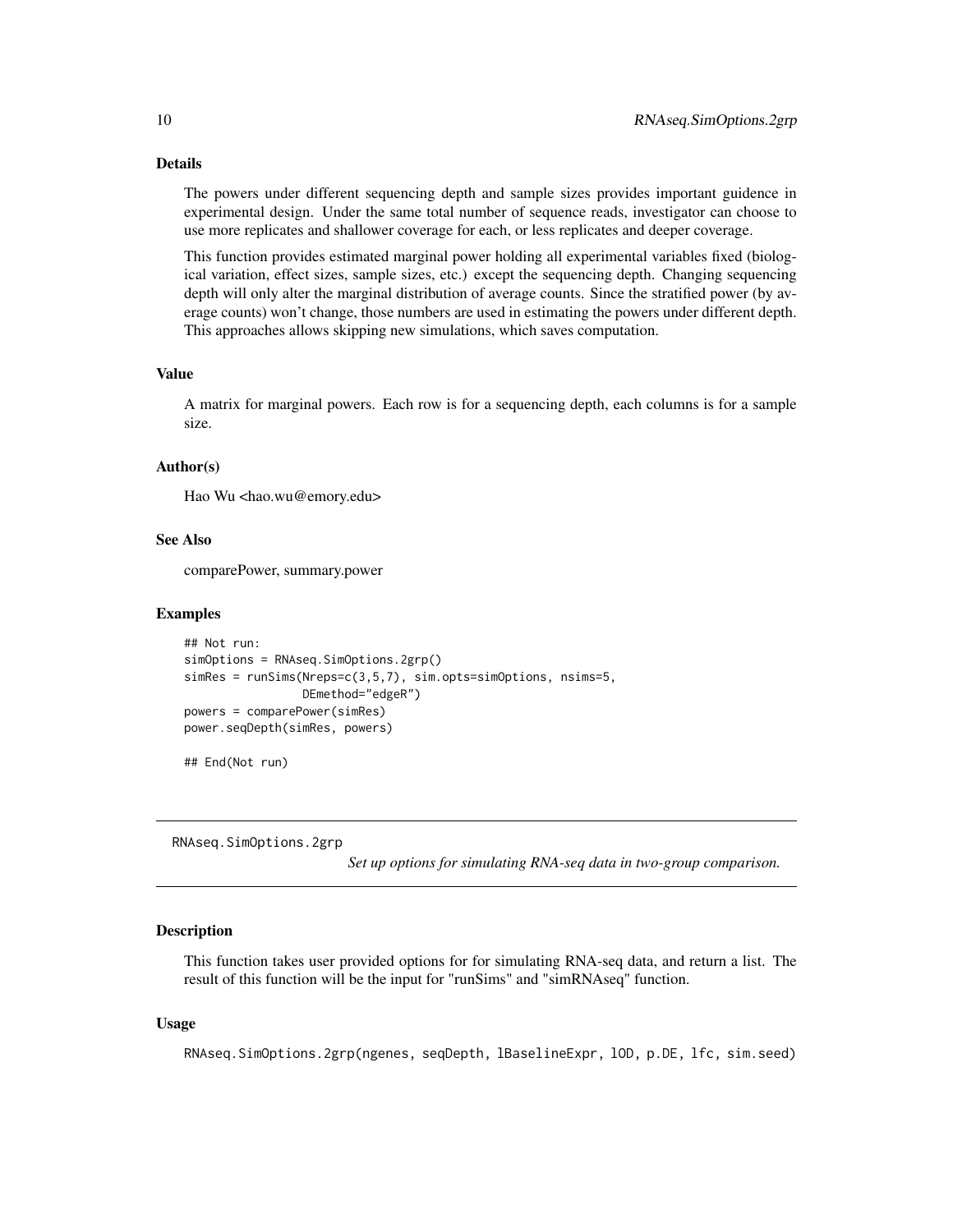### Details

The powers under different sequencing depth and sample sizes provides important guidence in experimental design. Under the same total number of sequence reads, investigator can choose to use more replicates and shallower coverage for each, or less replicates and deeper coverage.

This function provides estimated marginal power holding all experimental variables fixed (biological variation, effect sizes, sample sizes, etc.) except the sequencing depth. Changing sequencing depth will only alter the marginal distribution of average counts. Since the stratified power (by average counts) won't change, those numbers are used in estimating the powers under different depth. This approaches allows skipping new simulations, which saves computation.

### Value

A matrix for marginal powers. Each row is for a sequencing depth, each columns is for a sample size.

### Author(s)

Hao Wu <hao.wu@emory.edu>

### See Also

comparePower, summary.power

### Examples

```
## Not run:
simOptions = RNAseq.SimOptions.2grp()
simRes = runSims(Nreps=c(3,5,7), sim.opts=simOptions, nsims=5,
                 DEmethod="edgeR")
powers = comparePower(simRes)
power.seqDepth(simRes, powers)

## End(Not run)
```

---

## RNAseq.SimOptions.2grp

*Set up options for simulating RNA-seq data in two-group comparison.*

---

### Description

This function takes user provided options for for simulating RNA-seq data, and return a list. The result of this function will be the input for "runSims" and "simRNAseq" function.

### Usage

```
RNAseq.SimOptions.2grp(ngenes, seqDepth, lBaselineExpr, lOD, p.DE, lfc, sim.seed)
```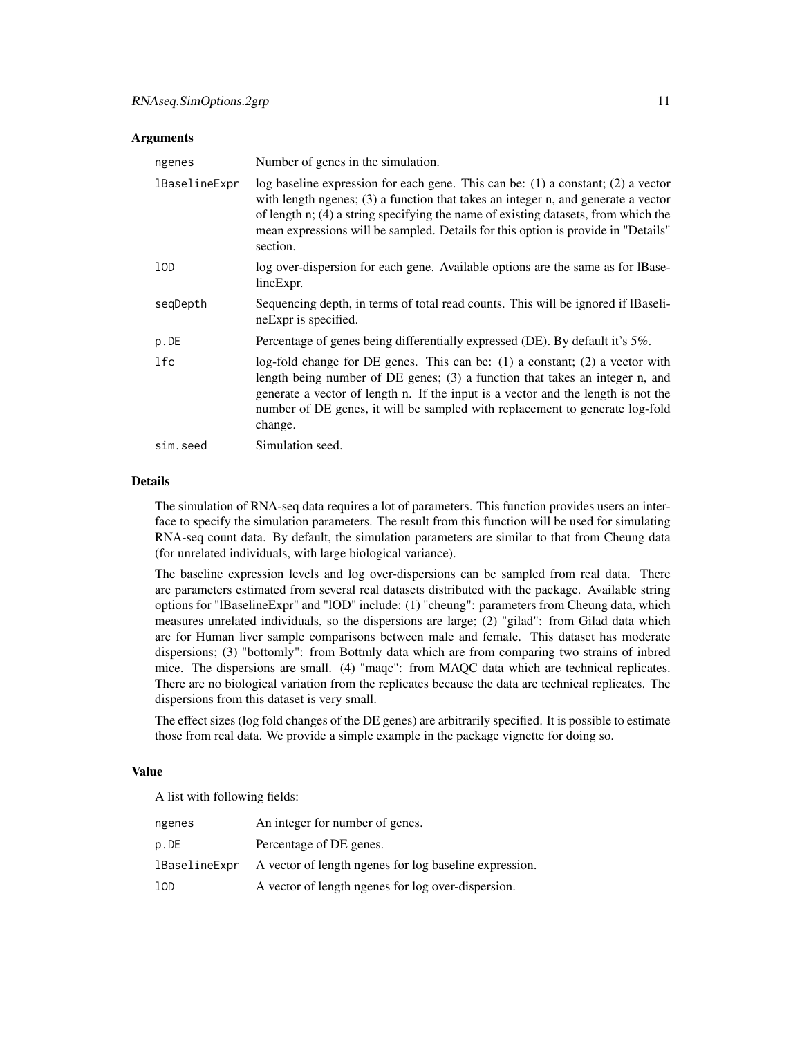### Arguments

| | |
|---|---|
| `ngenes` | Number of genes in the simulation. |
| `lBaselineExpr` | log baseline expression for each gene. This can be: (1) a constant; (2) a vector with length ngenes; (3) a function that takes an integer n, and generate a vector of length n; (4) a string specifying the name of existing datasets, from which the mean expressions will be sampled. Details for this option is provide in "Details" section. |
| `lOD` | log over-dispersion for each gene. Available options are the same as for lBaselineExpr. |
| `seqDepth` | Sequencing depth, in terms of total read counts. This will be ignored if lBaselineExpr is specified. |
| `p.DE` | Percentage of genes being differentially expressed (DE). By default it's 5%. |
| `lfc` | log-fold change for DE genes. This can be: (1) a constant; (2) a vector with length being number of DE genes; (3) a function that takes an integer n, and generate a vector of length n. If the input is a vector and the length is not the number of DE genes, it will be sampled with replacement to generate log-fold change. |
| `sim.seed` | Simulation seed. |

### Details

The simulation of RNA-seq data requires a lot of parameters. This function provides users an interface to specify the simulation parameters. The result from this function will be used for simulating RNA-seq count data. By default, the simulation parameters are similar to that from Cheung data (for unrelated individuals, with large biological variance).

The baseline expression levels and log over-dispersions can be sampled from real data. There are parameters estimated from several real datasets distributed with the package. Available string options for "lBaselineExpr" and "lOD" include: (1) "cheung": parameters from Cheung data, which measures unrelated individuals, so the dispersions are large; (2) "gilad": from Gilad data which are for Human liver sample comparisons between male and female. This dataset has moderate dispersions; (3) "bottomly": from Bottmly data which are from comparing two strains of inbred mice. The dispersions are small. (4) "maqc": from MAQC data which are technical replicates. There are no biological variation from the replicates because the data are technical replicates. The dispersions from this dataset is very small.

The effect sizes (log fold changes of the DE genes) are arbitrarily specified. It is possible to estimate those from real data. We provide a simple example in the package vignette for doing so.

### Value

A list with following fields:

| | |
|---|---|
| `ngenes` | An integer for number of genes. |
| `p.DE` | Percentage of DE genes. |
| `lBaselineExpr` | A vector of length ngenes for log baseline expression. |
| `lOD` | A vector of length ngenes for log over-dispersion. |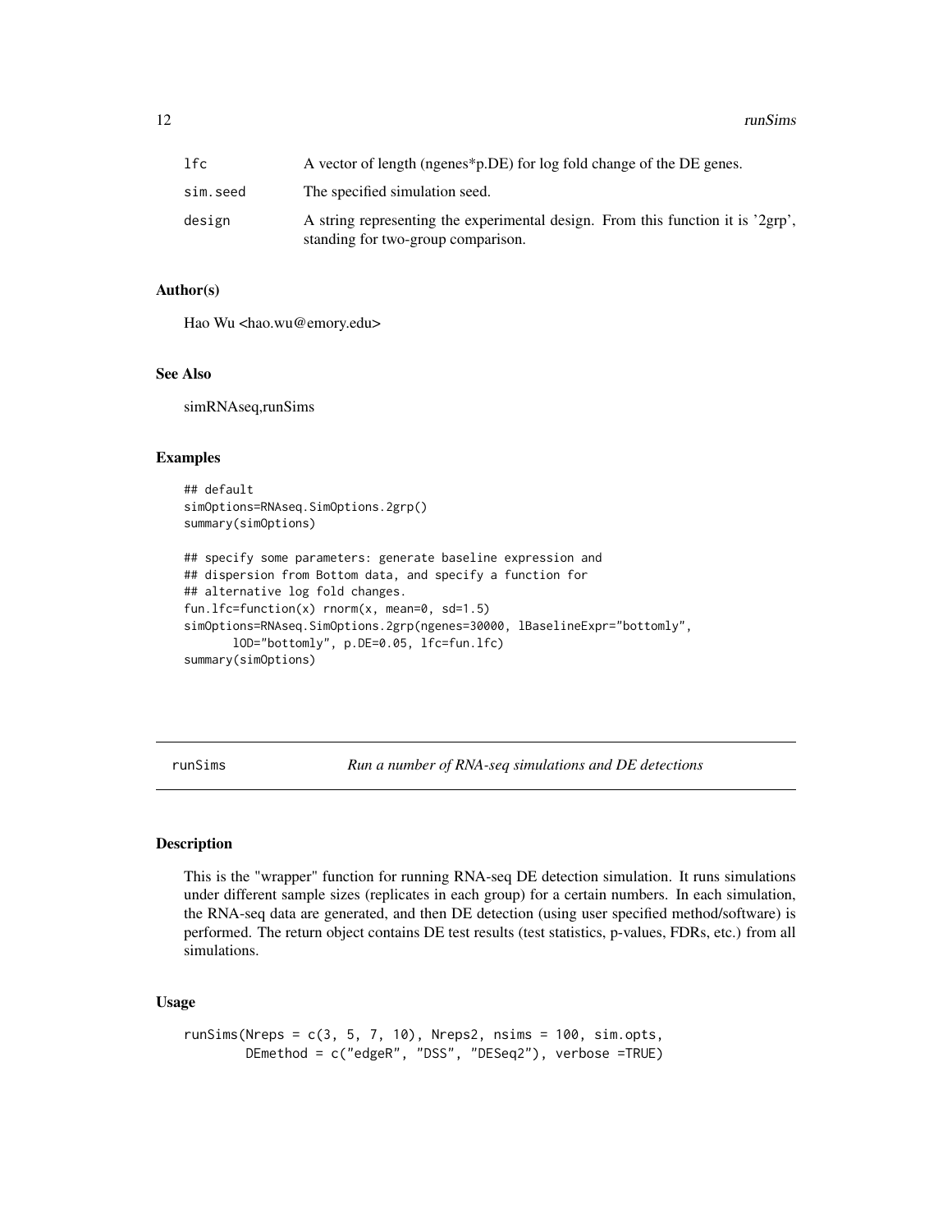| | |
|---|---|
| lfc | A vector of length (ngenes*p.DE) for log fold change of the DE genes. |
| sim.seed | The specified simulation seed. |
| design | A string representing the experimental design. From this function it is '2grp', standing for two-group comparison. |

### Author(s)

Hao Wu <hao.wu@emory.edu>

### See Also

simRNAseq,runSims

### Examples

```
## default
simOptions=RNAseq.SimOptions.2grp()
summary(simOptions)

## specify some parameters: generate baseline expression and
## dispersion from Bottom data, and specify a function for
## alternative log fold changes.
fun.lfc=function(x) rnorm(x, mean=0, sd=1.5)
simOptions=RNAseq.SimOptions.2grp(ngenes=30000, lBaselineExpr="bottomly",
       lOD="bottomly", p.DE=0.05, lfc=fun.lfc)
summary(simOptions)
```

## runSims — *Run a number of RNA-seq simulations and DE detections*

### Description

This is the "wrapper" function for running RNA-seq DE detection simulation. It runs simulations under different sample sizes (replicates in each group) for a certain numbers. In each simulation, the RNA-seq data are generated, and then DE detection (using user specified method/software) is performed. The return object contains DE test results (test statistics, p-values, FDRs, etc.) from all simulations.

### Usage

```
runSims(Nreps = c(3, 5, 7, 10), Nreps2, nsims = 100, sim.opts,
        DEmethod = c("edgeR", "DSS", "DESeq2"), verbose =TRUE)
```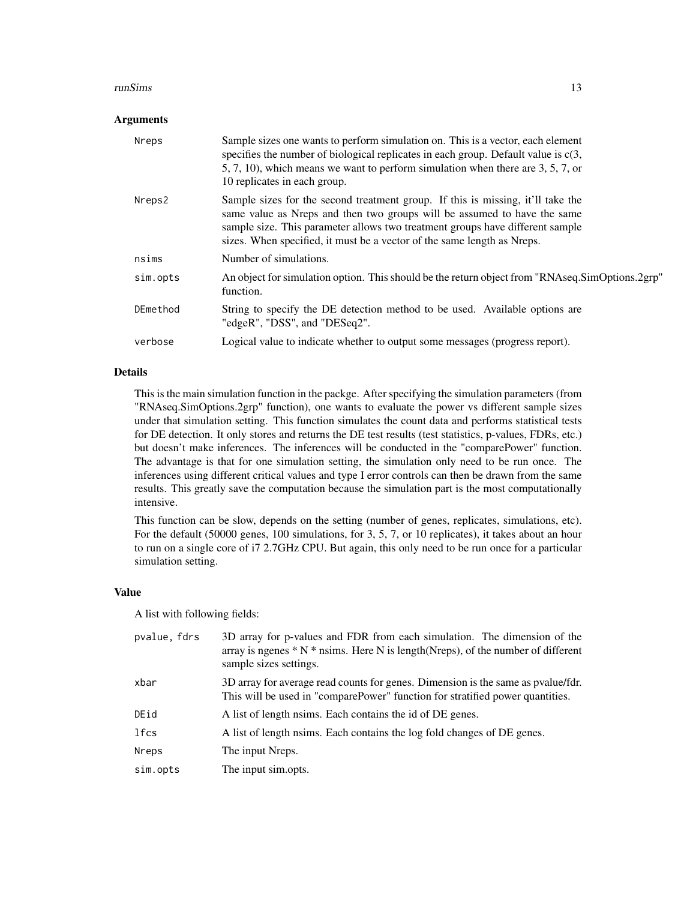### Arguments

| | |
|---|---|
| Nreps | Sample sizes one wants to perform simulation on. This is a vector, each element specifies the number of biological replicates in each group. Default value is c(3, 5, 7, 10), which means we want to perform simulation when there are 3, 5, 7, or 10 replicates in each group. |
| Nreps2 | Sample sizes for the second treatment group. If this is missing, it'll take the same value as Nreps and then two groups will be assumed to have the same sample size. This parameter allows two treatment groups have different sample sizes. When specified, it must be a vector of the same length as Nreps. |
| nsims | Number of simulations. |
| sim.opts | An object for simulation option. This should be the return object from "RNAseq.SimOptions.2grp" function. |
| DEmethod | String to specify the DE detection method to be used. Available options are "edgeR", "DSS", and "DESeq2". |
| verbose | Logical value to indicate whether to output some messages (progress report). |

### Details

This is the main simulation function in the packge. After specifying the simulation parameters (from "RNAseq.SimOptions.2grp" function), one wants to evaluate the power vs different sample sizes under that simulation setting. This function simulates the count data and performs statistical tests for DE detection. It only stores and returns the DE test results (test statistics, p-values, FDRs, etc.) but doesn't make inferences. The inferences will be conducted in the "comparePower" function. The advantage is that for one simulation setting, the simulation only need to be run once. The inferences using different critical values and type I error controls can then be drawn from the same results. This greatly save the computation because the simulation part is the most computationally intensive.

This function can be slow, depends on the setting (number of genes, replicates, simulations, etc). For the default (50000 genes, 100 simulations, for 3, 5, 7, or 10 replicates), it takes about an hour to run on a single core of i7 2.7GHz CPU. But again, this only need to be run once for a particular simulation setting.

### Value

A list with following fields:

| | |
|---|---|
| pvalue, fdrs | 3D array for p-values and FDR from each simulation. The dimension of the array is ngenes * N * nsims. Here N is length(Nreps), of the number of different sample sizes settings. |
| xbar | 3D array for average read counts for genes. Dimension is the same as pvalue/fdr. This will be used in "comparePower" function for stratified power quantities. |
| DEid | A list of length nsims. Each contains the id of DE genes. |
| lfcs | A list of length nsims. Each contains the log fold changes of DE genes. |
| Nreps | The input Nreps. |
| sim.opts | The input sim.opts. |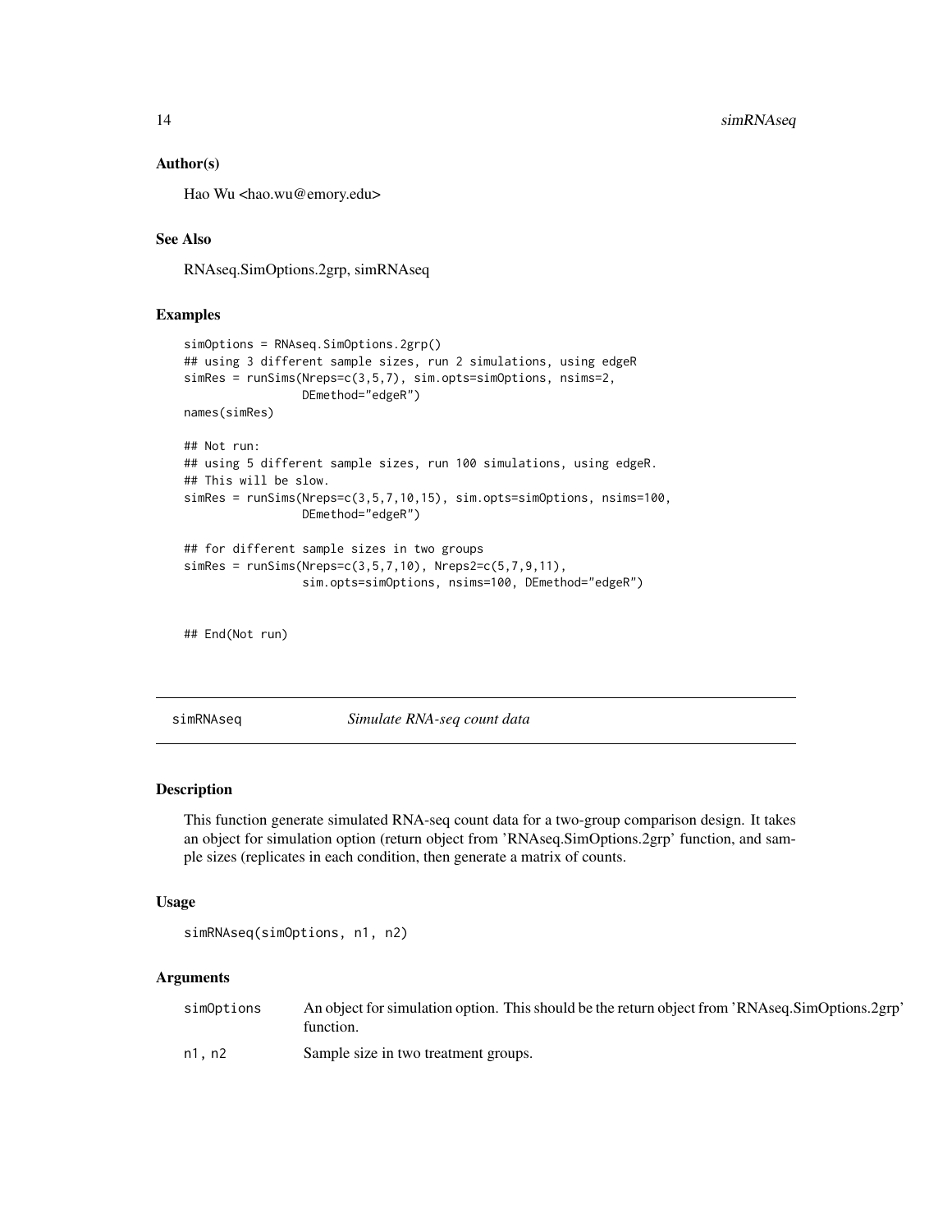### Author(s)

Hao Wu <hao.wu@emory.edu>

### See Also

RNAseq.SimOptions.2grp, simRNAseq

### Examples

```
simOptions = RNAseq.SimOptions.2grp()
## using 3 different sample sizes, run 2 simulations, using edgeR
simRes = runSims(Nreps=c(3,5,7), sim.opts=simOptions, nsims=2,
                 DEmethod="edgeR")
names(simRes)

## Not run:
## using 5 different sample sizes, run 100 simulations, using edgeR.
## This will be slow.
simRes = runSims(Nreps=c(3,5,7,10,15), sim.opts=simOptions, nsims=100,
                 DEmethod="edgeR")

## for different sample sizes in two groups
simRes = runSims(Nreps=c(3,5,7,10), Nreps2=c(5,7,9,11),
                 sim.opts=simOptions, nsims=100, DEmethod="edgeR")


## End(Not run)
```

---

## simRNAseq *Simulate RNA-seq count data*

### Description

This function generate simulated RNA-seq count data for a two-group comparison design. It takes an object for simulation option (return object from 'RNAseq.SimOptions.2grp' function, and sample sizes (replicates in each condition, then generate a matrix of counts.

### Usage

```
simRNAseq(simOptions, n1, n2)
```

### Arguments

| | |
|---|---|
| simOptions | An object for simulation option. This should be the return object from 'RNAseq.SimOptions.2grp' function. |
| n1, n2 | Sample size in two treatment groups. |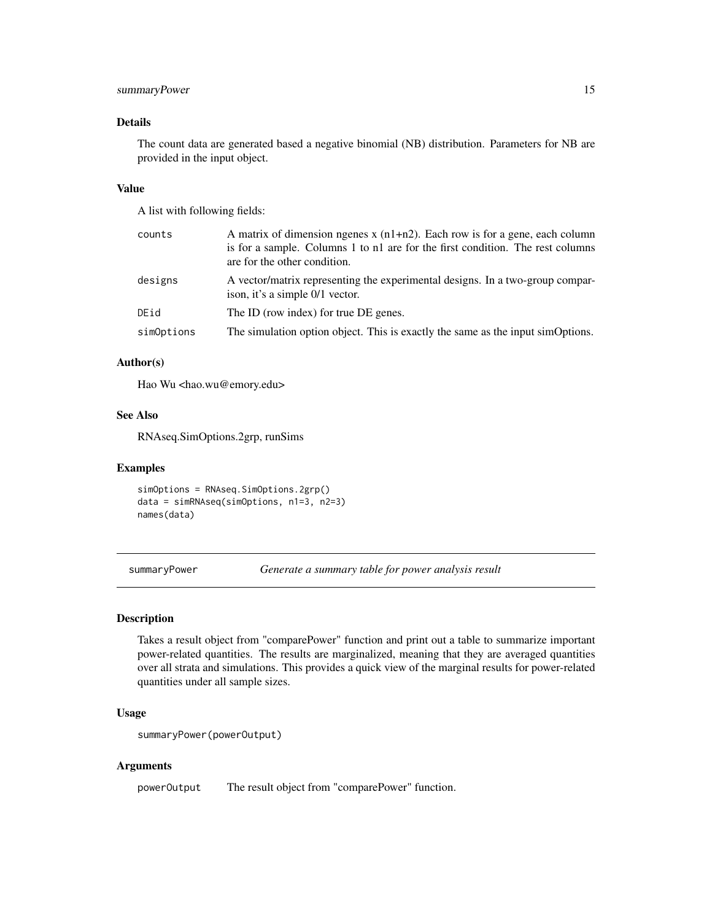### Details

The count data are generated based a negative binomial (NB) distribution. Parameters for NB are provided in the input object.

### Value

A list with following fields:

| | |
|---|---|
| `counts` | A matrix of dimension ngenes x (n1+n2). Each row is for a gene, each column is for a sample. Columns 1 to n1 are for the first condition. The rest columns are for the other condition. |
| `designs` | A vector/matrix representing the experimental designs. In a two-group comparison, it's a simple 0/1 vector. |
| `DEid` | The ID (row index) for true DE genes. |
| `simOptions` | The simulation option object. This is exactly the same as the input simOptions. |

### Author(s)

Hao Wu <hao.wu@emory.edu>

### See Also

RNAseq.SimOptions.2grp, runSims

### Examples

```
simOptions = RNAseq.SimOptions.2grp()
data = simRNAseq(simOptions, n1=3, n2=3)
names(data)
```

---

## `summaryPower` *Generate a summary table for power analysis result*

---

### Description

Takes a result object from "comparePower" function and print out a table to summarize important power-related quantities. The results are marginalized, meaning that they are averaged quantities over all strata and simulations. This provides a quick view of the marginal results for power-related quantities under all sample sizes.

### Usage

```
summaryPower(powerOutput)
```

### Arguments

| | |
|---|---|
| `powerOutput` | The result object from "comparePower" function. |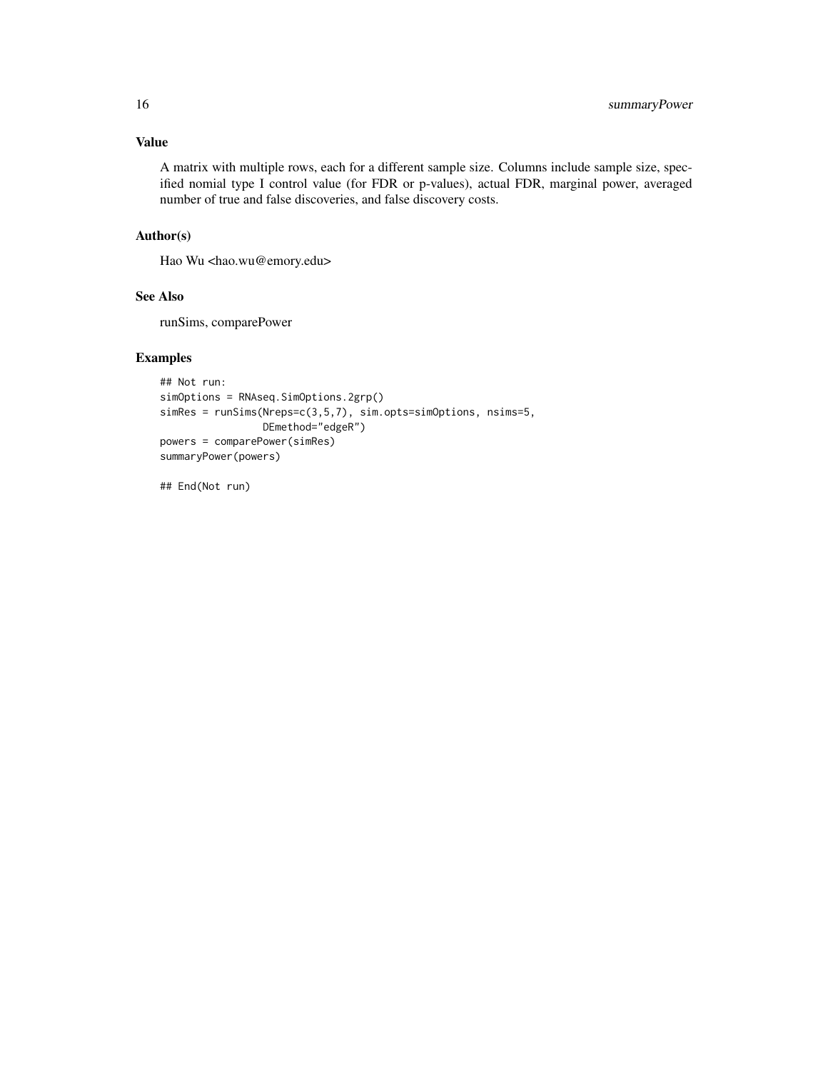## Value

A matrix with multiple rows, each for a different sample size. Columns include sample size, specified nomial type I control value (for FDR or p-values), actual FDR, marginal power, averaged number of true and false discoveries, and false discovery costs.

## Author(s)

Hao Wu <hao.wu@emory.edu>

## See Also

runSims, comparePower

## Examples

```
## Not run:
simOptions = RNAseq.SimOptions.2grp()
simRes = runSims(Nreps=c(3,5,7), sim.opts=simOptions, nsims=5,
                 DEmethod="edgeR")
powers = comparePower(simRes)
summaryPower(powers)

## End(Not run)
```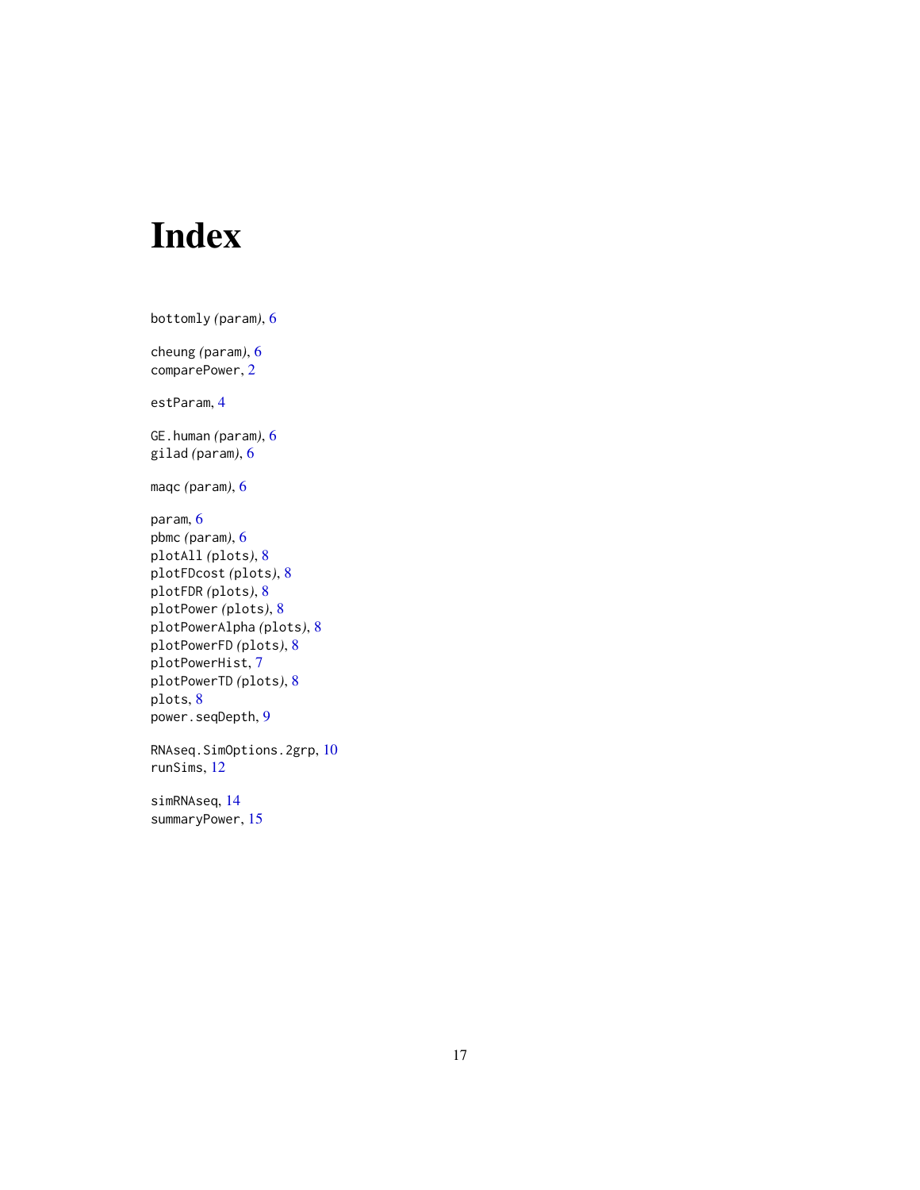# Index

bottomly *(param)*, 6

cheung *(param)*, 6
comparePower, 2

estParam, 4

GE.human *(param)*, 6
gilad *(param)*, 6

maqc *(param)*, 6

param, 6
pbmc *(param)*, 6
plotAll *(plots)*, 8
plotFDcost *(plots)*, 8
plotFDR *(plots)*, 8
plotPower *(plots)*, 8
plotPowerAlpha *(plots)*, 8
plotPowerFD *(plots)*, 8
plotPowerHist, 7
plotPowerTD *(plots)*, 8
plots, 8
power.seqDepth, 9

RNAseq.SimOptions.2grp, 10
runSims, 12

simRNAseq, 14
summaryPower, 15